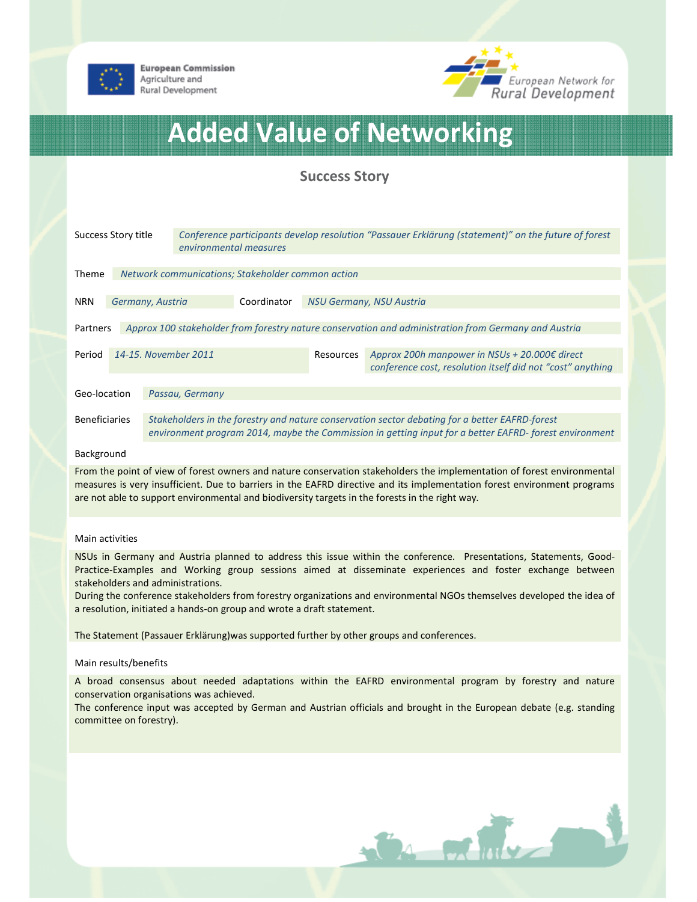European Commission
Agriculture and
Rural Development

European Network for
Rural Development

# Added Value of Networking

## Success Story

| | |
|---|---|
| Success Story title | *Conference participants develop resolution "Passauer Erklärung (statement)" on the future of forest environmental measures* |
| Theme | *Network communications; Stakeholder common action* |
| NRN | *Germany, Austria* |
| Coordinator | *NSU Germany, NSU Austria* |
| Partners | *Approx 100 stakeholder from forestry nature conservation and administration from Germany and Austria* |
| Period | *14-15. November 2011* |
| Resources | *Approx 200h manpower in NSUs + 20.000€ direct conference cost, resolution itself did not "cost" anything* |
| Geo-location | *Passau, Germany* |
| Beneficiaries | *Stakeholders in the forestry and nature conservation sector debating for a better EAFRD-forest environment program 2014, maybe the Commission in getting input for a better EAFRD- forest environment* |

### Background

From the point of view of forest owners and nature conservation stakeholders the implementation of forest environmental measures is very insufficient. Due to barriers in the EAFRD directive and its implementation forest environment programs are not able to support environmental and biodiversity targets in the forests in the right way.

### Main activities

NSUs in Germany and Austria planned to address this issue within the conference. Presentations, Statements, Good-Practice-Examples and Working group sessions aimed at disseminate experiences and foster exchange between stakeholders and administrations.

During the conference stakeholders from forestry organizations and environmental NGOs themselves developed the idea of a resolution, initiated a hands-on group and wrote a draft statement.

The Statement (Passauer Erklärung)was supported further by other groups and conferences.

### Main results/benefits

A broad consensus about needed adaptations within the EAFRD environmental program by forestry and nature conservation organisations was achieved.

The conference input was accepted by German and Austrian officials and brought in the European debate (e.g. standing committee on forestry).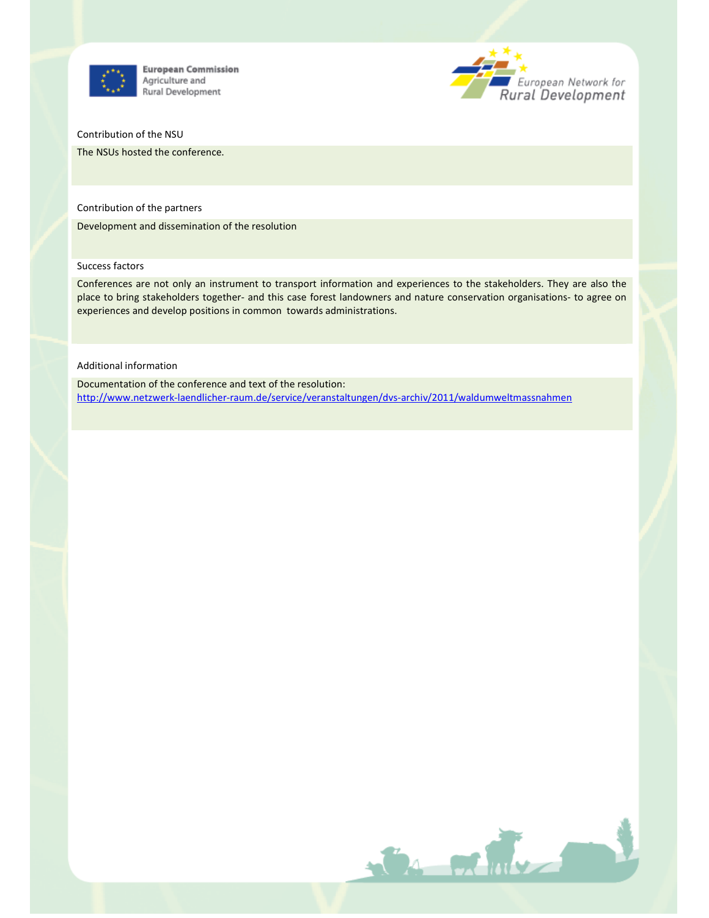Contribution of the NSU

The NSUs hosted the conference.

Contribution of the partners

Development and dissemination of the resolution

Success factors

Conferences are not only an instrument to transport information and experiences to the stakeholders. They are also the place to bring stakeholders together- and this case forest landowners and nature conservation organisations- to agree on experiences and develop positions in common towards administrations.

Additional information

Documentation of the conference and text of the resolution:
http://www.netzwerk-laendlicher-raum.de/service/veranstaltungen/dvs-archiv/2011/waldumweltmassnahmen